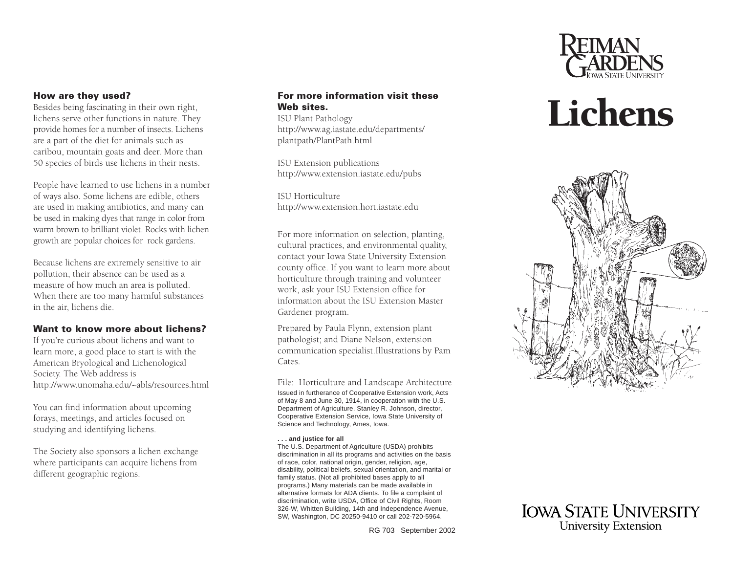## How are they used?

Besides being fascinating in their own right, lichens serve other functions in nature. They provide homes for a number of insects. Lichens are a part of the diet for animals such as caribou, mountain goats and deer. More than 50 species of birds use lichens in their nests.

People have learned to use lichens in a number of ways also. Some lichens are edible, others are used in making antibiotics, and many can be used in making dyes that range in color from warm brown to brilliant violet. Rocks with lichen growth are popular choices for rock gardens.

Because lichens are extremely sensitive to air pollution, their absence can be used as a measure of how much an area is polluted. When there are too many harmful substances in the air, lichens die.

## Want to know more about lichens?

If you're curious about lichens and want to learn more, a good place to start is with the American Bryological and Lichenological Society. The Web address is http://www.unomaha.edu/~abls/resources.html

You can find information about upcoming forays, meetings, and articles focused on studying and identifying lichens.

The Society also sponsors a lichen exchange where participants can acquire lichens from different geographic regions.

## For more information visit these Web sites.

ISU Plant Pathology
http://www.ag.iastate.edu/departments/plantpath/PlantPath.html

ISU Extension publications
http://www.extension.iastate.edu/pubs

ISU Horticulture
http://www.extension.hort.iastate.edu

For more information on selection, planting, cultural practices, and environmental quality, contact your Iowa State University Extension county office. If you want to learn more about horticulture through training and volunteer work, ask your ISU Extension office for information about the ISU Extension Master Gardener program.

Prepared by Paula Flynn, extension plant pathologist; and Diane Nelson, extension communication specialist.Illustrations by Pam Cates.

File: Horticulture and Landscape Architecture

Issued in furtherance of Cooperative Extension work, Acts of May 8 and June 30, 1914, in cooperation with the U.S. Department of Agriculture. Stanley R. Johnson, director, Cooperative Extension Service, Iowa State University of Science and Technology, Ames, Iowa.

**. . . and justice for all**

The U.S. Department of Agriculture (USDA) prohibits discrimination in all its programs and activities on the basis of race, color, national origin, gender, religion, age, disability, political beliefs, sexual orientation, and marital or family status. (Not all prohibited bases apply to all programs.) Many materials can be made available in alternative formats for ADA clients. To file a complaint of discrimination, write USDA, Office of Civil Rights, Room 326-W, Whitten Building, 14th and Independence Avenue, SW, Washington, DC 20250-9410 or call 202-720-5964.

RG 703 September 2002

Reiman Gardens
Iowa State University

# Lichens

Iowa State University
University Extension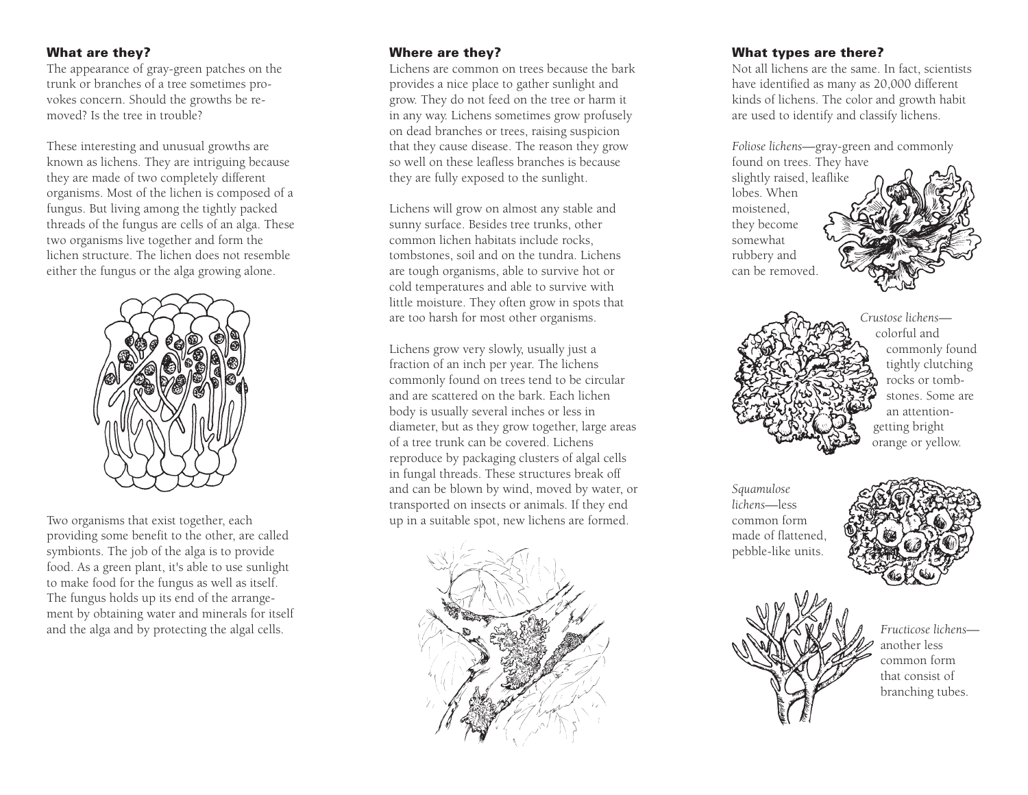### What are they?

The appearance of gray-green patches on the trunk or branches of a tree sometimes provokes concern. Should the growths be removed? Is the tree in trouble?

These interesting and unusual growths are known as lichens. They are intriguing because they are made of two completely different organisms. Most of the lichen is composed of a fungus. But living among the tightly packed threads of the fungus are cells of an alga. These two organisms live together and form the lichen structure. The lichen does not resemble either the fungus or the alga growing alone.

Two organisms that exist together, each providing some benefit to the other, are called symbionts. The job of the alga is to provide food. As a green plant, it's able to use sunlight to make food for the fungus as well as itself. The fungus holds up its end of the arrangement by obtaining water and minerals for itself and the alga and by protecting the algal cells.

### Where are they?

Lichens are common on trees because the bark provides a nice place to gather sunlight and grow. They do not feed on the tree or harm it in any way. Lichens sometimes grow profusely on dead branches or trees, raising suspicion that they cause disease. The reason they grow so well on these leafless branches is because they are fully exposed to the sunlight.

Lichens will grow on almost any stable and sunny surface. Besides tree trunks, other common lichen habitats include rocks, tombstones, soil and on the tundra. Lichens are tough organisms, able to survive hot or cold temperatures and able to survive with little moisture. They often grow in spots that are too harsh for most other organisms.

Lichens grow very slowly, usually just a fraction of an inch per year. The lichens commonly found on trees tend to be circular and are scattered on the bark. Each lichen body is usually several inches or less in diameter, but as they grow together, large areas of a tree trunk can be covered. Lichens reproduce by packaging clusters of algal cells in fungal threads. These structures break off and can be blown by wind, moved by water, or transported on insects or animals. If they end up in a suitable spot, new lichens are formed.

### What types are there?

Not all lichens are the same. In fact, scientists have identified as many as 20,000 different kinds of lichens. The color and growth habit are used to identify and classify lichens.

*Foliose lichens*—gray-green and commonly found on trees. They have slightly raised, leaflike lobes. When moistened, they become somewhat rubbery and can be removed.

*Crustose lichens*—colorful and commonly found tightly clutching rocks or tombstones. Some are an attention-getting bright orange or yellow.

*Squamulose lichens*—less common form made of flattened, pebble-like units.

*Fructicose lichens*—another less common form that consist of branching tubes.